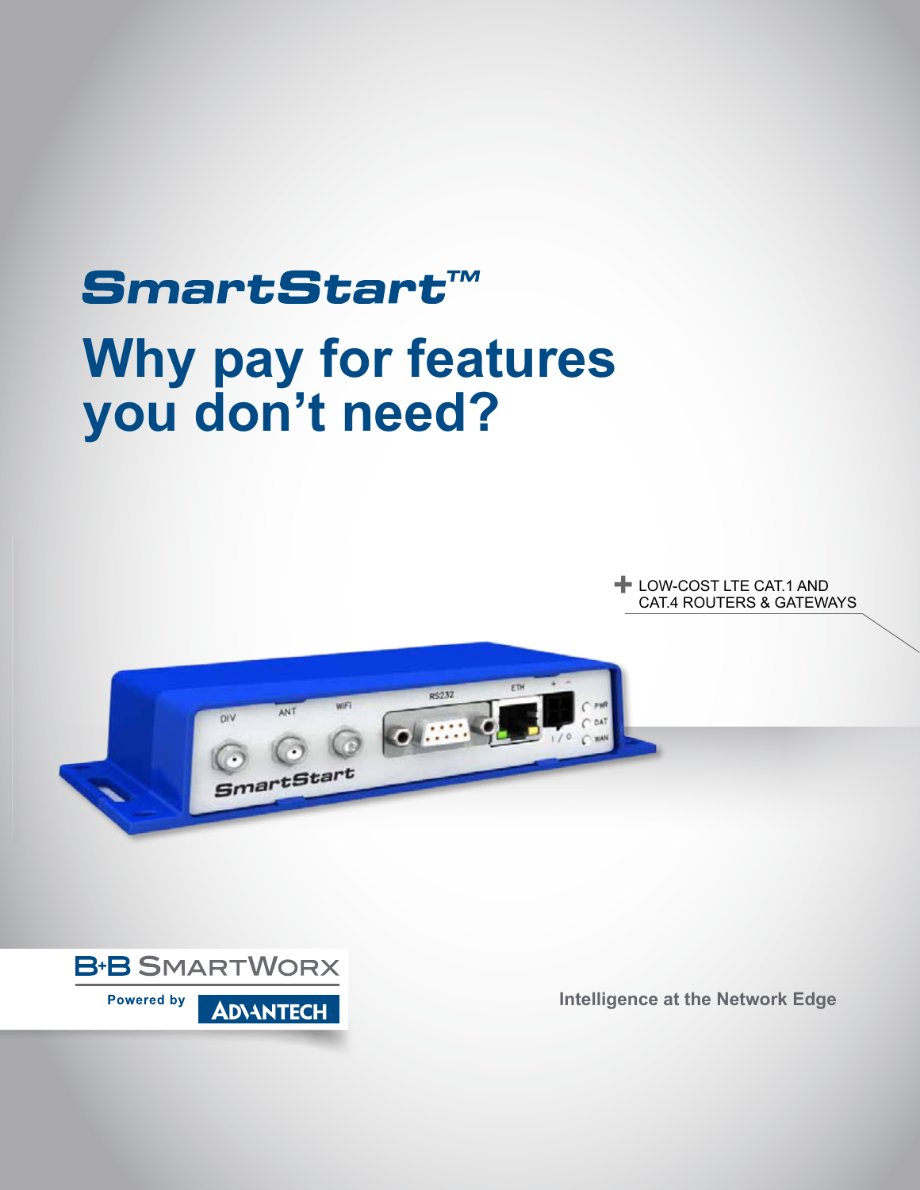# SmartStart™

## Why pay for features you don't need?

+ LOW-COST LTE CAT.1 AND CAT.4 ROUTERS & GATEWAYS

B+B SMARTWORX

Powered by ADVANTECH

Intelligence at the Network Edge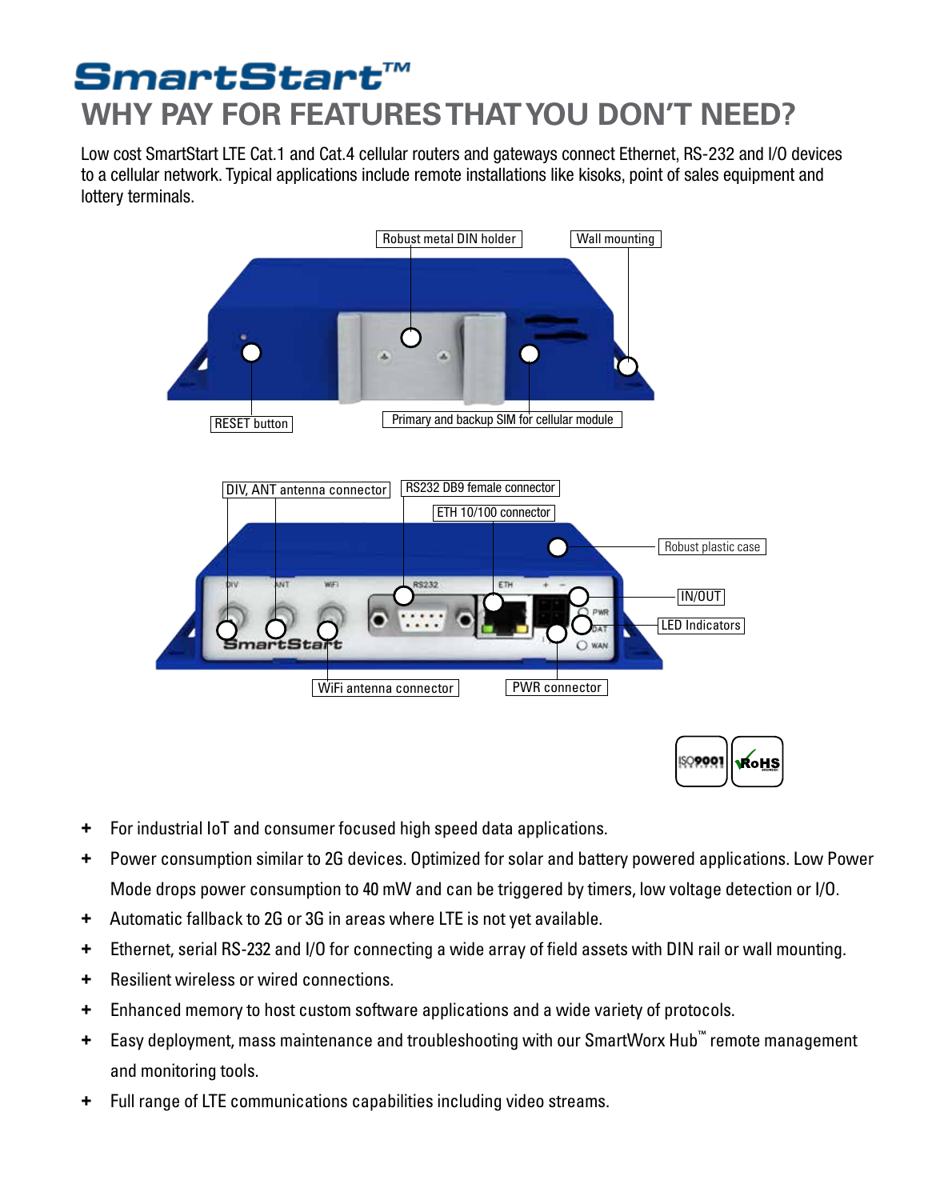# SmartStart™

## WHY PAY FOR FEATURES THAT YOU DON'T NEED?

Low cost SmartStart LTE Cat.1 and Cat.4 cellular routers and gateways connect Ethernet, RS-232 and I/O devices to a cellular network. Typical applications include remote installations like kisoks, point of sales equipment and lottery terminals.

Robust metal DIN holder

Wall mounting

RESET button

Primary and backup SIM for cellular module

DIV, ANT antenna connector

RS232 DB9 female connector

ETH 10/100 connector

Robust plastic case

IN/OUT

LED Indicators

WiFi antenna connector

PWR connector

- For industrial IoT and consumer focused high speed data applications.
- Power consumption similar to 2G devices. Optimized for solar and battery powered applications. Low Power Mode drops power consumption to 40 mW and can be triggered by timers, low voltage detection or I/O.
- Automatic fallback to 2G or 3G in areas where LTE is not yet available.
- Ethernet, serial RS-232 and I/O for connecting a wide array of field assets with DIN rail or wall mounting.
- Resilient wireless or wired connections.
- Enhanced memory to host custom software applications and a wide variety of protocols.
- Easy deployment, mass maintenance and troubleshooting with our SmartWorx Hub™ remote management and monitoring tools.
- Full range of LTE communications capabilities including video streams.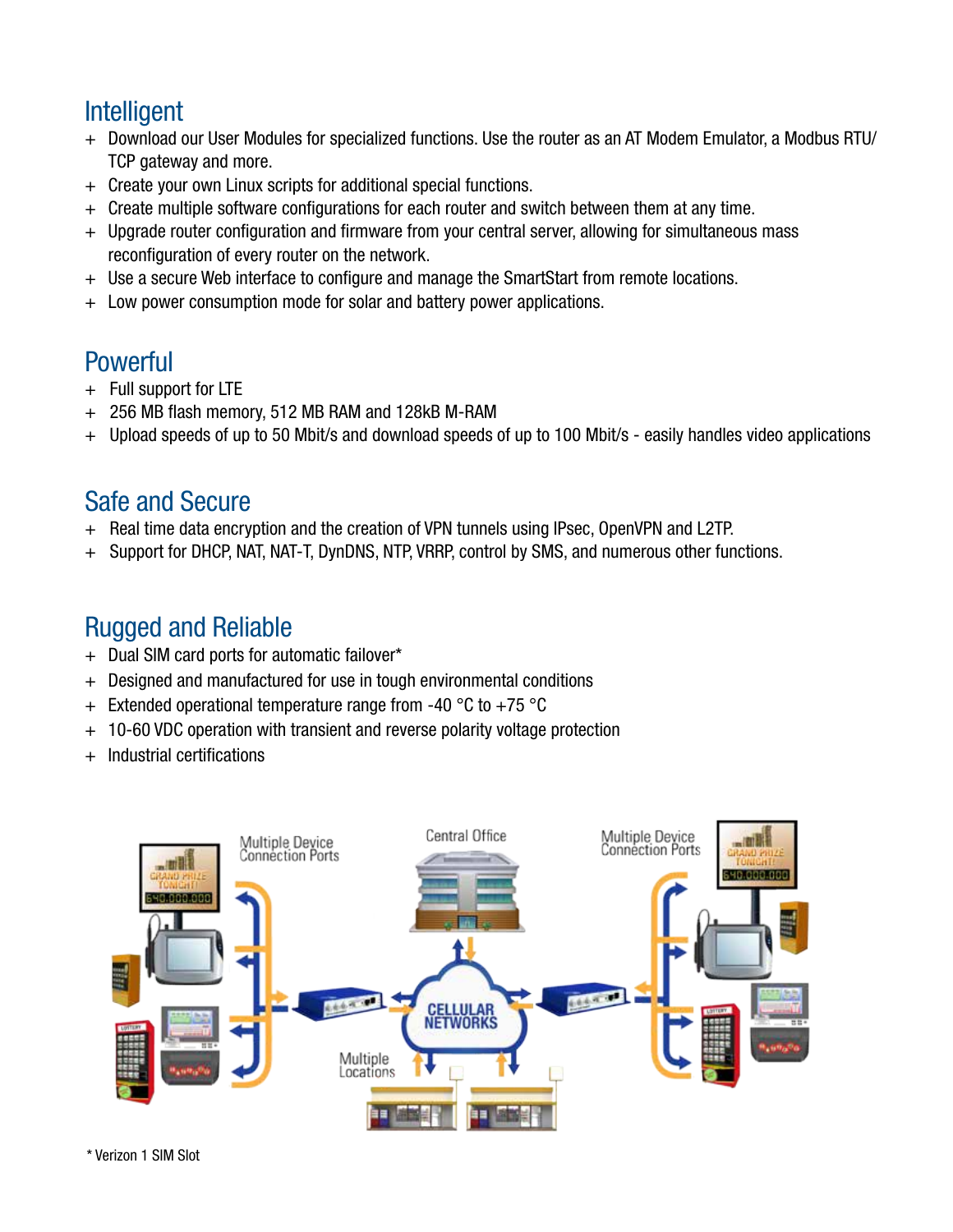## Intelligent

+ Download our User Modules for specialized functions. Use the router as an AT Modem Emulator, a Modbus RTU/TCP gateway and more.
+ Create your own Linux scripts for additional special functions.
+ Create multiple software configurations for each router and switch between them at any time.
+ Upgrade router configuration and firmware from your central server, allowing for simultaneous mass reconfiguration of every router on the network.
+ Use a secure Web interface to configure and manage the SmartStart from remote locations.
+ Low power consumption mode for solar and battery power applications.

## Powerful

+ Full support for LTE
+ 256 MB flash memory, 512 MB RAM and 128kB M-RAM
+ Upload speeds of up to 50 Mbit/s and download speeds of up to 100 Mbit/s - easily handles video applications

## Safe and Secure

+ Real time data encryption and the creation of VPN tunnels using IPsec, OpenVPN and L2TP.
+ Support for DHCP, NAT, NAT-T, DynDNS, NTP, VRRP, control by SMS, and numerous other functions.

## Rugged and Reliable

+ Dual SIM card ports for automatic failover*
+ Designed and manufactured for use in tough environmental conditions
+ Extended operational temperature range from -40 °C to +75 °C
+ 10-60 VDC operation with transient and reverse polarity voltage protection
+ Industrial certifications

Multiple Device Connection Ports

Central Office

Multiple Device Connection Ports

CELLULAR NETWORKS

Multiple Locations

* Verizon 1 SIM Slot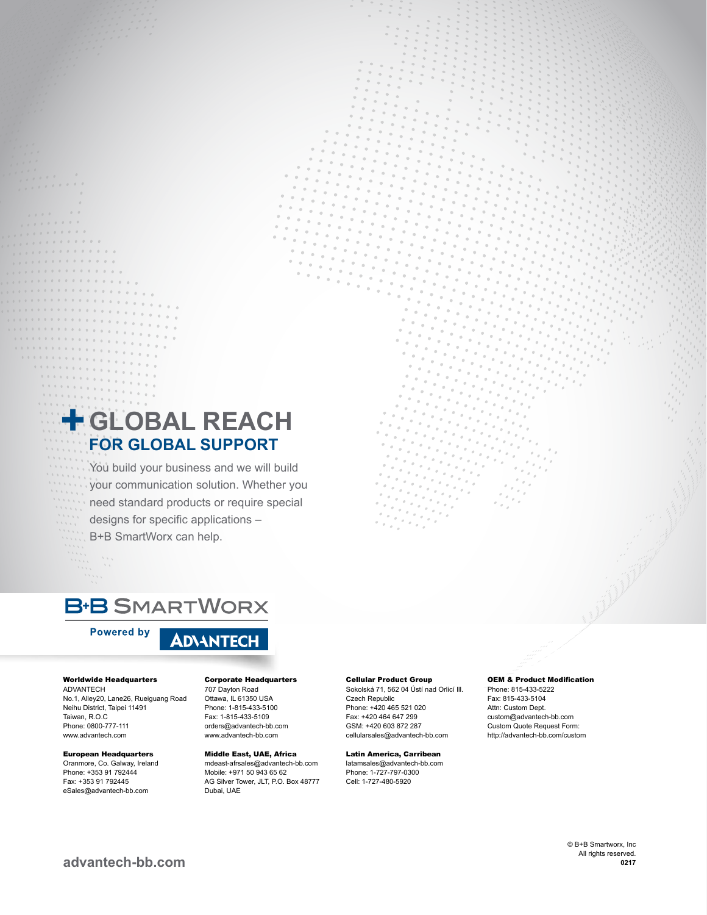# GLOBAL REACH

## FOR GLOBAL SUPPORT

You build your business and we will build your communication solution. Whether you need standard products or require special designs for specific applications – B+B SmartWorx can help.

B+B SMARTWORX

Powered by ADVANTECH

**Worldwide Headquarters**
ADVANTECH
No.1, Alley20, Lane26, Rueiguang Road
Neihu District, Taipei 11491
Taiwan, R.O.C
Phone: 0800-777-111
www.advantech.com

**European Headquarters**
Oranmore, Co. Galway, Ireland
Phone: +353 91 792444
Fax: +353 91 792445
eSales@advantech-bb.com

**Corporate Headquarters**
707 Dayton Road
Ottawa, IL 61350 USA
Phone: 1-815-433-5100
Fax: 1-815-433-5109
orders@advantech-bb.com
www.advantech-bb.com

**Middle East, UAE, Africa**
mdeast-afrsales@advantech-bb.com
Mobile: +971 50 943 65 62
AG Silver Tower, JLT, P.O. Box 48777
Dubai, UAE

**Cellular Product Group**
Sokolská 71, 562 04 Ústí nad Orlicí III.
Czech Republic
Phone: +420 465 521 020
Fax: +420 464 647 299
GSM: +420 603 872 287
cellularsales@advantech-bb.com

**Latin America, Carribean**
latamsales@advantech-bb.com
Phone: 1-727-797-0300
Cell: 1-727-480-5920

**OEM & Product Modification**
Phone: 815-433-5222
Fax: 815-433-5104
Attn: Custom Dept.
custom@advantech-bb.com
Custom Quote Request Form:
http://advantech-bb.com/custom

**advantech-bb.com**

© B+B Smartworx, Inc
All rights reserved.
**0217**